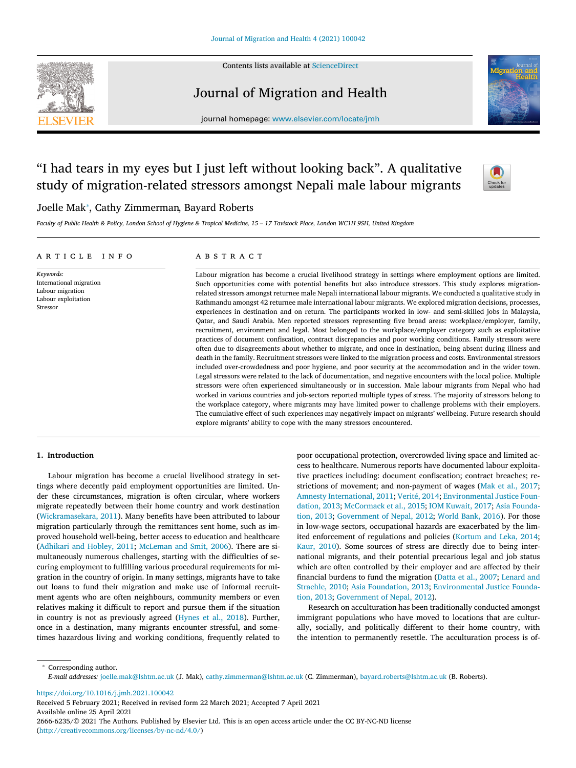# "I had tears in my eyes but I just left without looking back". A qualitative study of migration-related stressors amongst Nepali male labour migrants

Joelle Mak*, Cathy Zimmerman, Bayard Roberts

*Faculty of Public Health & Policy, London School of Hygiene & Tropical Medicine, 15 – 17 Tavistock Place, London WC1H 9SH, United Kingdom*

## ARTICLE INFO

*Keywords:*
International migration
Labour migration
Labour exploitation
Stressor

## ABSTRACT

Labour migration has become a crucial livelihood strategy in settings where employment options are limited. Such opportunities come with potential benefits but also introduce stressors. This study explores migration-related stressors amongst returnee male Nepali international labour migrants. We conducted a qualitative study in Kathmandu amongst 42 returnee male international labour migrants. We explored migration decisions, processes, experiences in destination and on return. The participants worked in low- and semi-skilled jobs in Malaysia, Qatar, and Saudi Arabia. Men reported stressors representing five broad areas: workplace/employer, family, recruitment, environment and legal. Most belonged to the workplace/employer category such as exploitative practices of document confiscation, contract discrepancies and poor working conditions. Family stressors were often due to disagreements about whether to migrate, and once in destination, being absent during illness and death in the family. Recruitment stressors were linked to the migration process and costs. Environmental stressors included over-crowdedness and poor hygiene, and poor security at the accommodation and in the wider town. Legal stressors were related to the lack of documentation, and negative encounters with the local police. Multiple stressors were often experienced simultaneously or in succession. Male labour migrants from Nepal who had worked in various countries and job-sectors reported multiple types of stress. The majority of stressors belong to the workplace category, where migrants may have limited power to challenge problems with their employers. The cumulative effect of such experiences may negatively impact on migrants' wellbeing. Future research should explore migrants' ability to cope with the many stressors encountered.

## 1. Introduction

Labour migration has become a crucial livelihood strategy in settings where decently paid employment opportunities are limited. Under these circumstances, migration is often circular, where workers migrate repeatedly between their home country and work destination (Wickramasekara, 2011). Many benefits have been attributed to labour migration particularly through the remittances sent home, such as improved household well-being, better access to education and healthcare (Adhikari and Hobley, 2011; McLeman and Smit, 2006). There are simultaneously numerous challenges, starting with the difficulties of securing employment to fulfilling various procedural requirements for migration in the country of origin. In many settings, migrants have to take out loans to fund their migration and make use of informal recruitment agents who are often neighbours, community members or even relatives making it difficult to report and pursue them if the situation in country is not as previously agreed (Hynes et al., 2018). Further, once in a destination, many migrants encounter stressful, and sometimes hazardous living and working conditions, frequently related to poor occupational protection, overcrowded living space and limited access to healthcare. Numerous reports have documented labour exploitative practices including: document confiscation; contract breaches; restrictions of movement; and non-payment of wages (Mak et al., 2017; Amnesty International, 2011; Verité, 2014; Environmental Justice Foundation, 2013; McCormack et al., 2015; IOM Kuwait, 2017; Asia Foundation, 2013; Government of Nepal, 2012; World Bank, 2016). For those in low-wage sectors, occupational hazards are exacerbated by the limited enforcement of regulations and policies (Kortum and Leka, 2014; Kaur, 2010). Some sources of stress are directly due to being international migrants, and their potential precarious legal and job status which are often controlled by their employer and are affected by their financial burdens to fund the migration (Datta et al., 2007; Lenard and Straehle, 2010; Asia Foundation, 2013; Environmental Justice Foundation, 2013; Government of Nepal, 2012).

Research on acculturation has been traditionally conducted amongst immigrant populations who have moved to locations that are culturally, socially, and politically different to their home country, with the intention to permanently resettle. The acculturation process is of-

\* Corresponding author.
*E-mail addresses:* joelle.mak@lshtm.ac.uk (J. Mak), cathy.zimmerman@lshtm.ac.uk (C. Zimmerman), bayard.roberts@lshtm.ac.uk (B. Roberts).

https://doi.org/10.1016/j.jmh.2021.100042
Received 5 February 2021; Received in revised form 22 March 2021; Accepted 7 April 2021
Available online 25 April 2021
2666-6235/© 2021 The Authors. Published by Elsevier Ltd. This is an open access article under the CC BY-NC-ND license (http://creativecommons.org/licenses/by-nc-nd/4.0/)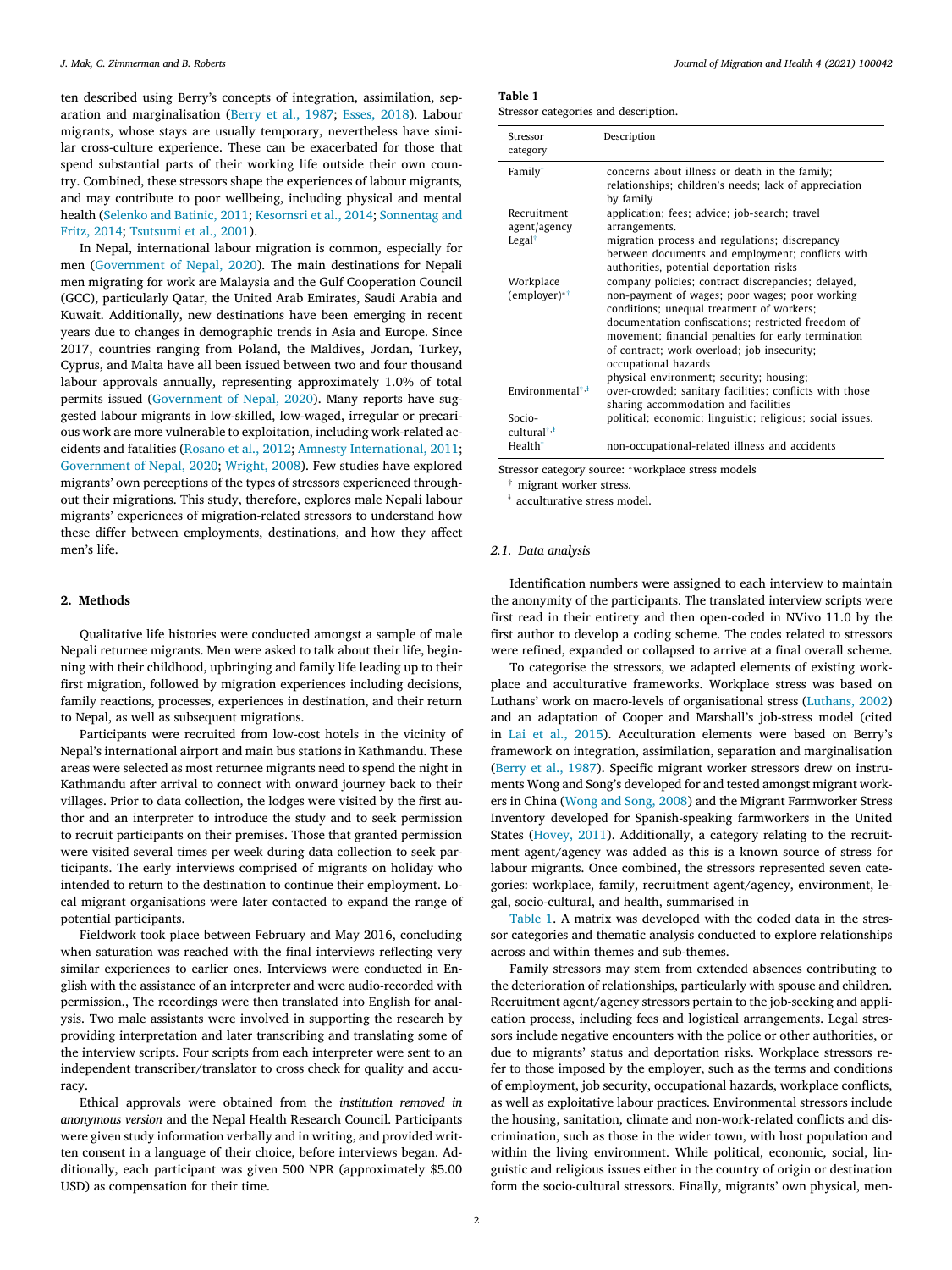ten described using Berry's concepts of integration, assimilation, separation and marginalisation (Berry et al., 1987; Esses, 2018). Labour migrants, whose stays are usually temporary, nevertheless have similar cross-culture experience. These can be exacerbated for those that spend substantial parts of their working life outside their own country. Combined, these stressors shape the experiences of labour migrants, and may contribute to poor wellbeing, including physical and mental health (Selenko and Batinic, 2011; Kesornsri et al., 2014; Sonnentag and Fritz, 2014; Tsutsumi et al., 2001).

In Nepal, international labour migration is common, especially for men (Government of Nepal, 2020). The main destinations for Nepali men migrating for work are Malaysia and the Gulf Cooperation Council (GCC), particularly Qatar, the United Arab Emirates, Saudi Arabia and Kuwait. Additionally, new destinations have been emerging in recent years due to changes in demographic trends in Asia and Europe. Since 2017, countries ranging from Poland, the Maldives, Jordan, Turkey, Cyprus, and Malta have all been issued between two and four thousand labour approvals annually, representing approximately 1.0% of total permits issued (Government of Nepal, 2020). Many reports have suggested labour migrants in low-skilled, low-waged, irregular or precarious work are more vulnerable to exploitation, including work-related accidents and fatalities (Rosano et al., 2012; Amnesty International, 2011; Government of Nepal, 2020; Wright, 2008). Few studies have explored migrants' own perceptions of the types of stressors experienced throughout their migrations. This study, therefore, explores male Nepali labour migrants' experiences of migration-related stressors to understand how these differ between employments, destinations, and how they affect men's life.

## 2. Methods

Qualitative life histories were conducted amongst a sample of male Nepali returnee migrants. Men were asked to talk about their life, beginning with their childhood, upbringing and family life leading up to their first migration, followed by migration experiences including decisions, family reactions, processes, experiences in destination, and their return to Nepal, as well as subsequent migrations.

Participants were recruited from low-cost hotels in the vicinity of Nepal's international airport and main bus stations in Kathmandu. These areas were selected as most returnee migrants need to spend the night in Kathmandu after arrival to connect with onward journey back to their villages. Prior to data collection, the lodges were visited by the first author and an interpreter to introduce the study and to seek permission to recruit participants on their premises. Those that granted permission were visited several times per week during data collection to seek participants. The early interviews comprised of migrants on holiday who intended to return to the destination to continue their employment. Local migrant organisations were later contacted to expand the range of potential participants.

Fieldwork took place between February and May 2016, concluding when saturation was reached with the final interviews reflecting very similar experiences to earlier ones. Interviews were conducted in English with the assistance of an interpreter and were audio-recorded with permission., The recordings were then translated into English for analysis. Two male assistants were involved in supporting the research by providing interpretation and later transcribing and translating some of the interview scripts. Four scripts from each interpreter were sent to an independent transcriber/translator to cross check for quality and accuracy.

Ethical approvals were obtained from the *institution removed in anonymous version* and the Nepal Health Research Council. Participants were given study information verbally and in writing, and provided written consent in a language of their choice, before interviews began. Additionally, each participant was given 500 NPR (approximately $5.00 USD) as compensation for their time.

**Table 1**
Stressor categories and description.

| Stressor category | Description |
|---|---|
| Family[†] | concerns about illness or death in the family; relationships; children's needs; lack of appreciation by family |
| Recruitment agent/agency | application; fees; advice; job-search; travel arrangements. |
| Legal[†] | migration process and regulations; discrepancy between documents and employment; conflicts with authorities, potential deportation risks |
| Workplace (employer)[*†] | company policies; contract discrepancies; delayed, non-payment of wages; poor wages; poor working conditions; unequal treatment of workers; documentation confiscations; restricted freedom of movement; financial penalties for early termination of contract; work overload; job insecurity; occupational hazards |
| Environmental[†,ǂ] | physical environment; security; housing; over-crowded; sanitary facilities; conflicts with those sharing accommodation and facilities |
| Socio-cultural[†,ǂ] | political; economic; linguistic; religious; social issues. |
| Health[†] | non-occupational-related illness and accidents |

Stressor category source: [*]workplace stress models
[†] migrant worker stress.
[ǂ] acculturative stress model.

### 2.1. Data analysis

Identification numbers were assigned to each interview to maintain the anonymity of the participants. The translated interview scripts were first read in their entirety and then open-coded in NVivo 11.0 by the first author to develop a coding scheme. The codes related to stressors were refined, expanded or collapsed to arrive at a final overall scheme.

To categorise the stressors, we adapted elements of existing workplace and acculturative frameworks. Workplace stress was based on Luthans' work on macro-levels of organisational stress (Luthans, 2002) and an adaptation of Cooper and Marshall's job-stress model (cited in Lai et al., 2015). Acculturation elements were based on Berry's framework on integration, assimilation, separation and marginalisation (Berry et al., 1987). Specific migrant worker stressors drew on instruments Wong and Song's developed for and tested amongst migrant workers in China (Wong and Song, 2008) and the Migrant Farmworker Stress Inventory developed for Spanish-speaking farmworkers in the United States (Hovey, 2011). Additionally, a category relating to the recruitment agent/agency was added as this is a known source of stress for labour migrants. Once combined, the stressors represented seven categories: workplace, family, recruitment agent/agency, environment, legal, socio-cultural, and health, summarised in

Table 1. A matrix was developed with the coded data in the stressor categories and thematic analysis conducted to explore relationships across and within themes and sub-themes.

Family stressors may stem from extended absences contributing to the deterioration of relationships, particularly with spouse and children. Recruitment agent/agency stressors pertain to the job-seeking and application process, including fees and logistical arrangements. Legal stressors include negative encounters with the police or other authorities, or due to migrants' status and deportation risks. Workplace stressors refer to those imposed by the employer, such as the terms and conditions of employment, job security, occupational hazards, workplace conflicts, as well as exploitative labour practices. Environmental stressors include the housing, sanitation, climate and non-work-related conflicts and discrimination, such as those in the wider town, with host population and within the living environment. While political, economic, social, linguistic and religious issues either in the country of origin or destination form the socio-cultural stressors. Finally, migrants' own physical, men-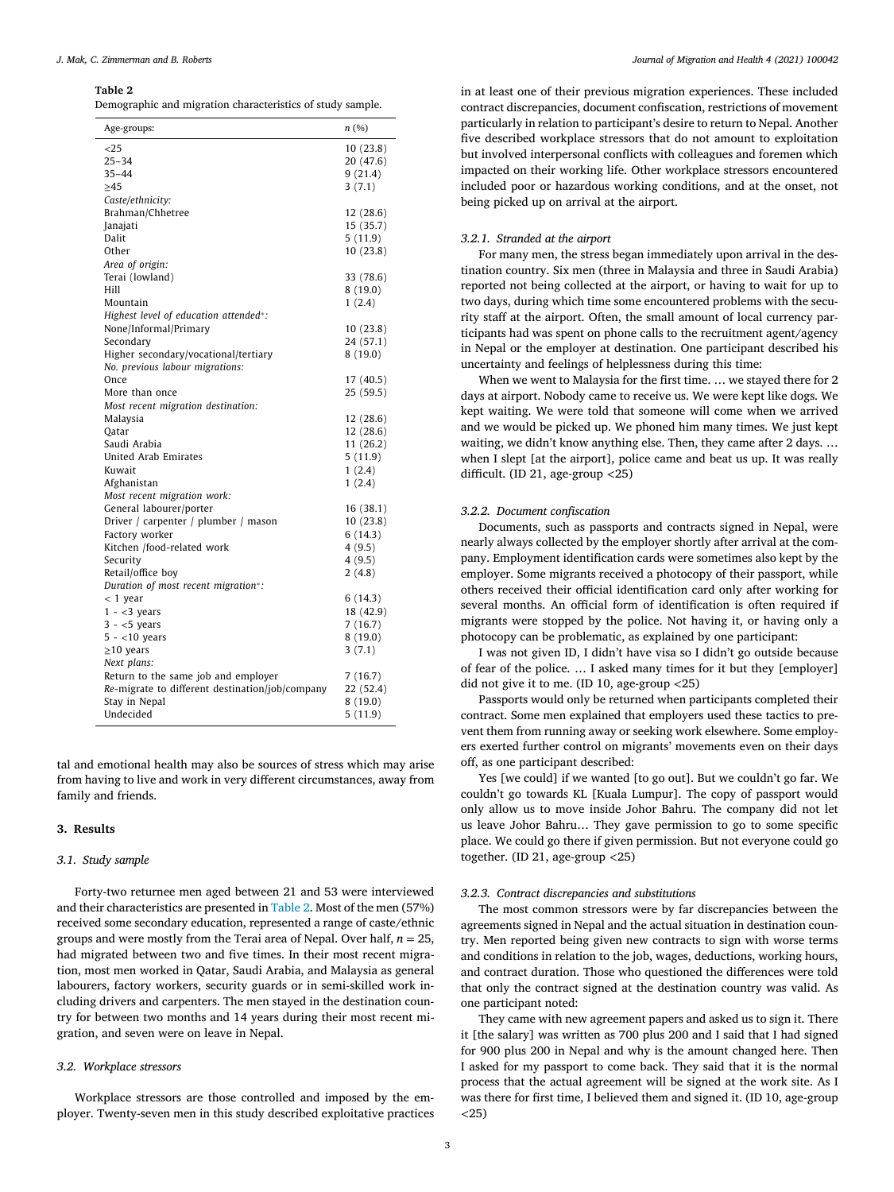**Table 2**

Demographic and migration characteristics of study sample.

| Age-groups: | n (%) |
|---|---|
| <25 | 10 (23.8) |
| 25–34 | 20 (47.6) |
| 35–44 | 9 (21.4) |
| ≥45 | 3 (7.1) |
| *Caste/ethnicity:* | |
| Brahman/Chhetree | 12 (28.6) |
| Janajati | 15 (35.7) |
| Dalit | 5 (11.9) |
| Other | 10 (23.8) |
| *Area of origin:* | |
| Terai (lowland) | 33 (78.6) |
| Hill | 8 (19.0) |
| Mountain | 1 (2.4) |
| *Highest level of education attended\*:* | |
| None/Informal/Primary | 10 (23.8) |
| Secondary | 24 (57.1) |
| Higher secondary/vocational/tertiary | 8 (19.0) |
| *No. previous labour migrations:* | |
| Once | 17 (40.5) |
| More than once | 25 (59.5) |
| *Most recent migration destination:* | |
| Malaysia | 12 (28.6) |
| Qatar | 12 (28.6) |
| Saudi Arabia | 11 (26.2) |
| United Arab Emirates | 5 (11.9) |
| Kuwait | 1 (2.4) |
| Afghanistan | 1 (2.4) |
| *Most recent migration work:* | |
| General labourer/porter | 16 (38.1) |
| Driver / carpenter / plumber / mason | 10 (23.8) |
| Factory worker | 6 (14.3) |
| Kitchen /food-related work | 4 (9.5) |
| Security | 4 (9.5) |
| Retail/office boy | 2 (4.8) |
| *Duration of most recent migration\*:* | |
| < 1 year | 6 (14.3) |
| 1 - <3 years | 18 (42.9) |
| 3 - <5 years | 7 (16.7) |
| 5 - <10 years | 8 (19.0) |
| ≥10 years | 3 (7.1) |
| *Next plans:* | |
| Return to the same job and employer | 7 (16.7) |
| *Re*-migrate to different destination/job/company | 22 (52.4) |
| Stay in Nepal | 8 (19.0) |
| Undecided | 5 (11.9) |

tal and emotional health may also be sources of stress which may arise from having to live and work in very different circumstances, away from family and friends.

## 3. Results

### 3.1. Study sample

Forty-two returnee men aged between 21 and 53 were interviewed and their characteristics are presented in Table 2. Most of the men (57%) received some secondary education, represented a range of caste/ethnic groups and were mostly from the Terai area of Nepal. Over half, $n = 25$, had migrated between two and five times. In their most recent migration, most men worked in Qatar, Saudi Arabia, and Malaysia as general labourers, factory workers, security guards or in semi-skilled work including drivers and carpenters. The men stayed in the destination country for between two months and 14 years during their most recent migration, and seven were on leave in Nepal.

### 3.2. Workplace stressors

Workplace stressors are those controlled and imposed by the employer. Twenty-seven men in this study described exploitative practices in at least one of their previous migration experiences. These included contract discrepancies, document confiscation, restrictions of movement particularly in relation to participant's desire to return to Nepal. Another five described workplace stressors that do not amount to exploitation but involved interpersonal conflicts with colleagues and foremen which impacted on their working life. Other workplace stressors encountered included poor or hazardous working conditions, and at the onset, not being picked up on arrival at the airport.

#### 3.2.1. Stranded at the airport

For many men, the stress began immediately upon arrival in the destination country. Six men (three in Malaysia and three in Saudi Arabia) reported not being collected at the airport, or having to wait for up to two days, during which time some encountered problems with the security staff at the airport. Often, the small amount of local currency participants had was spent on phone calls to the recruitment agent/agency in Nepal or the employer at destination. One participant described his uncertainty and feelings of helplessness during this time:

When we went to Malaysia for the first time. … we stayed there for 2 days at airport. Nobody came to receive us. We were kept like dogs. We kept waiting. We were told that someone will come when we arrived and we would be picked up. We phoned him many times. We just kept waiting, we didn't know anything else. Then, they came after 2 days. … when I slept [at the airport], police came and beat us up. It was really difficult. (ID 21, age-group <25)

#### 3.2.2. Document confiscation

Documents, such as passports and contracts signed in Nepal, were nearly always collected by the employer shortly after arrival at the company. Employment identification cards were sometimes also kept by the employer. Some migrants received a photocopy of their passport, while others received their official identification card only after working for several months. An official form of identification is often required if migrants were stopped by the police. Not having it, or having only a photocopy can be problematic, as explained by one participant:

I was not given ID, I didn't have visa so I didn't go outside because of fear of the police. … I asked many times for it but they [employer] did not give it to me. (ID 10, age-group <25)

Passports would only be returned when participants completed their contract. Some men explained that employers used these tactics to prevent them from running away or seeking work elsewhere. Some employers exerted further control on migrants' movements even on their days off, as one participant described:

Yes [we could] if we wanted [to go out]. But we couldn't go far. We couldn't go towards KL [Kuala Lumpur]. The copy of passport would only allow us to move inside Johor Bahru. The company did not let us leave Johor Bahru… They gave permission to go to some specific place. We could go there if given permission. But not everyone could go together. (ID 21, age-group <25)

#### 3.2.3. Contract discrepancies and substitutions

The most common stressors were by far discrepancies between the agreements signed in Nepal and the actual situation in destination country. Men reported being given new contracts to sign with worse terms and conditions in relation to the job, wages, deductions, working hours, and contract duration. Those who questioned the differences were told that only the contract signed at the destination country was valid. As one participant noted:

They came with new agreement papers and asked us to sign it. There it [the salary] was written as 700 plus 200 and I said that I had signed for 900 plus 200 in Nepal and why is the amount changed here. Then I asked for my passport to come back. They said that it is the normal process that the actual agreement will be signed at the work site. As I was there for first time, I believed them and signed it. (ID 10, age-group <25)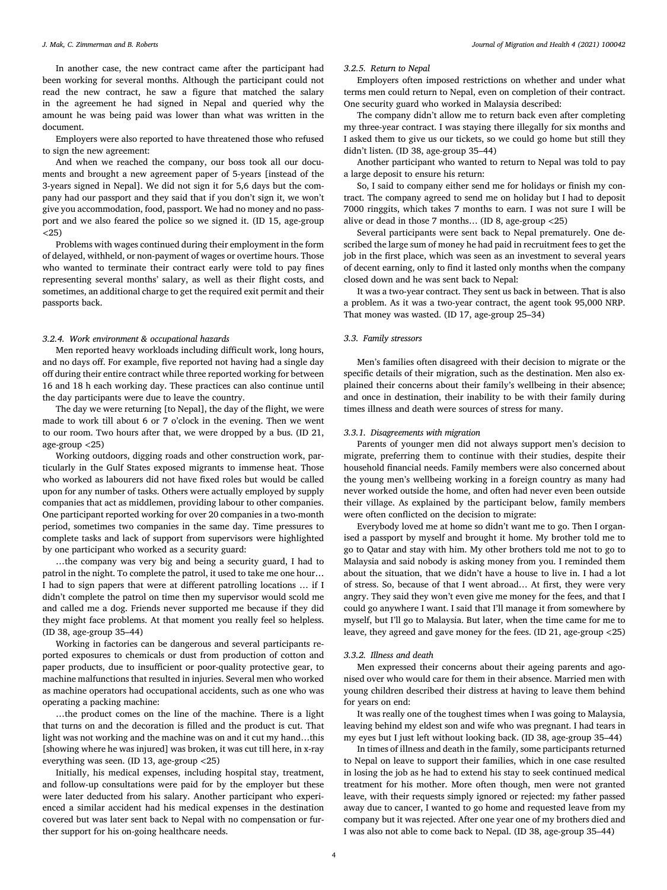In another case, the new contract came after the participant had been working for several months. Although the participant could not read the new contract, he saw a figure that matched the salary in the agreement he had signed in Nepal and queried why the amount he was being paid was lower than what was written in the document.

Employers were also reported to have threatened those who refused to sign the new agreement:

And when we reached the company, our boss took all our documents and brought a new agreement paper of 5-years [instead of the 3-years signed in Nepal]. We did not sign it for 5,6 days but the company had our passport and they said that if you don't sign it, we won't give you accommodation, food, passport. We had no money and no passport and we also feared the police so we signed it. (ID 15, age-group <25)

Problems with wages continued during their employment in the form of delayed, withheld, or non-payment of wages or overtime hours. Those who wanted to terminate their contract early were told to pay fines representing several months' salary, as well as their flight costs, and sometimes, an additional charge to get the required exit permit and their passports back.

#### 3.2.4. Work environment & occupational hazards

Men reported heavy workloads including difficult work, long hours, and no days off. For example, five reported not having had a single day off during their entire contract while three reported working for between 16 and 18 h each working day. These practices can also continue until the day participants were due to leave the country.

The day we were returning [to Nepal], the day of the flight, we were made to work till about 6 or 7 o'clock in the evening. Then we went to our room. Two hours after that, we were dropped by a bus. (ID 21, age-group <25)

Working outdoors, digging roads and other construction work, particularly in the Gulf States exposed migrants to immense heat. Those who worked as labourers did not have fixed roles but would be called upon for any number of tasks. Others were actually employed by supply companies that act as middlemen, providing labour to other companies. One participant reported working for over 20 companies in a two-month period, sometimes two companies in the same day. Time pressures to complete tasks and lack of support from supervisors were highlighted by one participant who worked as a security guard:

…the company was very big and being a security guard, I had to patrol in the night. To complete the patrol, it used to take me one hour… I had to sign papers that were at different patrolling locations … if I didn't complete the patrol on time then my supervisor would scold me and called me a dog. Friends never supported me because if they did they might face problems. At that moment you really feel so helpless. (ID 38, age-group 35–44)

Working in factories can be dangerous and several participants reported exposures to chemicals or dust from production of cotton and paper products, due to insufficient or poor-quality protective gear, to machine malfunctions that resulted in injuries. Several men who worked as machine operators had occupational accidents, such as one who was operating a packing machine:

…the product comes on the line of the machine. There is a light that turns on and the decoration is filled and the product is cut. That light was not working and the machine was on and it cut my hand…this [showing where he was injured] was broken, it was cut till here, in x-ray everything was seen. (ID 13, age-group <25)

Initially, his medical expenses, including hospital stay, treatment, and follow-up consultations were paid for by the employer but these were later deducted from his salary. Another participant who experienced a similar accident had his medical expenses in the destination covered but was later sent back to Nepal with no compensation or further support for his on-going healthcare needs.

#### 3.2.5. Return to Nepal

Employers often imposed restrictions on whether and under what terms men could return to Nepal, even on completion of their contract. One security guard who worked in Malaysia described:

The company didn't allow me to return back even after completing my three-year contract. I was staying there illegally for six months and I asked them to give us our tickets, so we could go home but still they didn't listen. (ID 38, age-group 35–44)

Another participant who wanted to return to Nepal was told to pay a large deposit to ensure his return:

So, I said to company either send me for holidays or finish my contract. The company agreed to send me on holiday but I had to deposit 7000 ringgits, which takes 7 months to earn. I was not sure I will be alive or dead in those 7 months… (ID 8, age-group <25)

Several participants were sent back to Nepal prematurely. One described the large sum of money he had paid in recruitment fees to get the job in the first place, which was seen as an investment to several years of decent earning, only to find it lasted only months when the company closed down and he was sent back to Nepal:

It was a two-year contract. They sent us back in between. That is also a problem. As it was a two-year contract, the agent took 95,000 NRP. That money was wasted. (ID 17, age-group 25–34)

### 3.3. Family stressors

Men's families often disagreed with their decision to migrate or the specific details of their migration, such as the destination. Men also explained their concerns about their family's wellbeing in their absence; and once in destination, their inability to be with their family during times illness and death were sources of stress for many.

#### 3.3.1. Disagreements with migration

Parents of younger men did not always support men's decision to migrate, preferring them to continue with their studies, despite their household financial needs. Family members were also concerned about the young men's wellbeing working in a foreign country as many had never worked outside the home, and often had never even been outside their village. As explained by the participant below, family members were often conflicted on the decision to migrate:

Everybody loved me at home so didn't want me to go. Then I organised a passport by myself and brought it home. My brother told me to go to Qatar and stay with him. My other brothers told me not to go to Malaysia and said nobody is asking money from you. I reminded them about the situation, that we didn't have a house to live in. I had a lot of stress. So, because of that I went abroad… At first, they were very angry. They said they won't even give me money for the fees, and that I could go anywhere I want. I said that I'll manage it from somewhere by myself, but I'll go to Malaysia. But later, when the time came for me to leave, they agreed and gave money for the fees. (ID 21, age-group <25)

#### 3.3.2. Illness and death

Men expressed their concerns about their ageing parents and agonised over who would care for them in their absence. Married men with young children described their distress at having to leave them behind for years on end:

It was really one of the toughest times when I was going to Malaysia, leaving behind my eldest son and wife who was pregnant. I had tears in my eyes but I just left without looking back. (ID 38, age-group 35–44)

In times of illness and death in the family, some participants returned to Nepal on leave to support their families, which in one case resulted in losing the job as he had to extend his stay to seek continued medical treatment for his mother. More often though, men were not granted leave, with their requests simply ignored or rejected: my father passed away due to cancer, I wanted to go home and requested leave from my company but it was rejected. After one year one of my brothers died and I was also not able to come back to Nepal. (ID 38, age-group 35–44)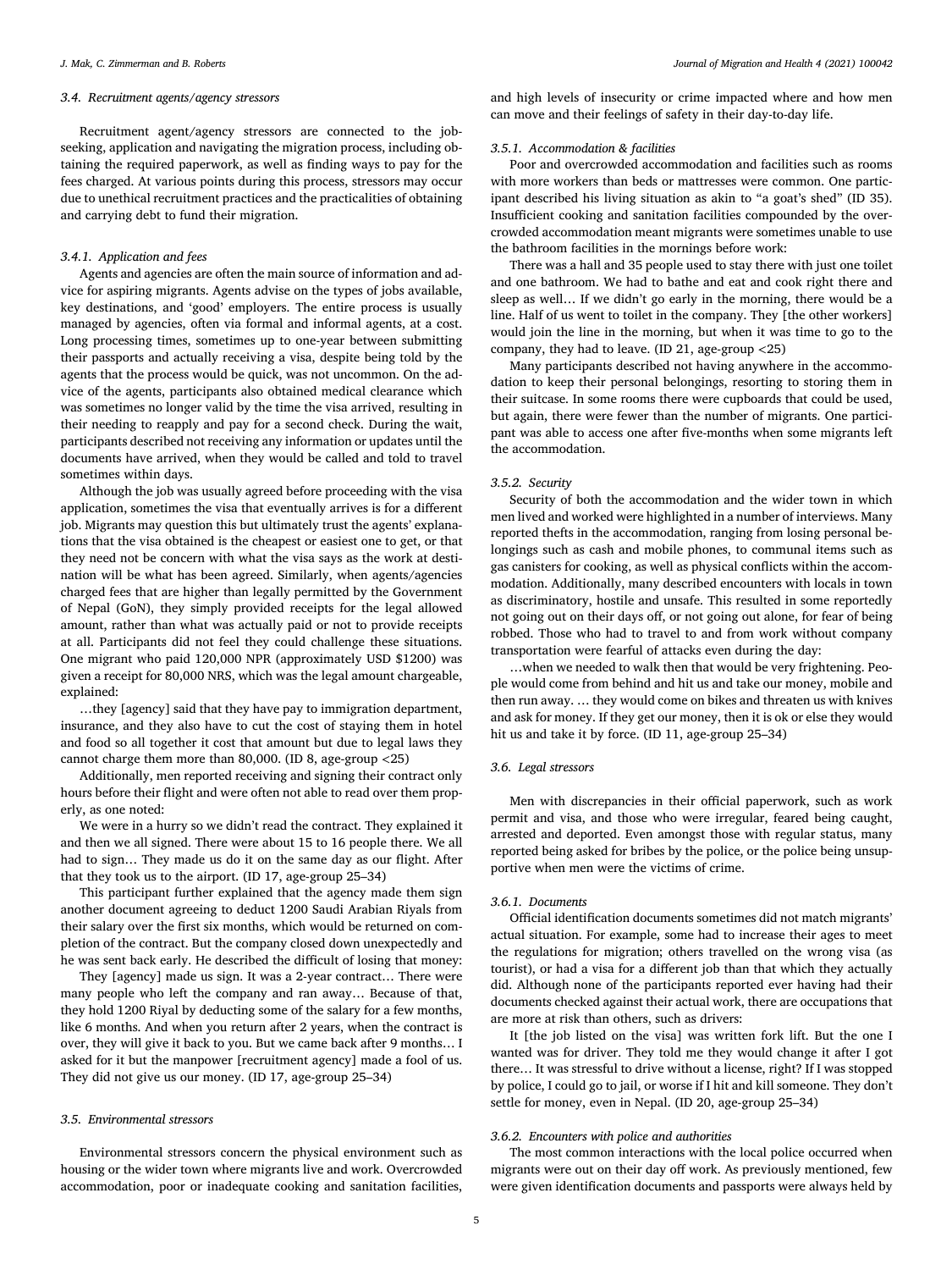### 3.4. Recruitment agents/agency stressors

Recruitment agent/agency stressors are connected to the job-seeking, application and navigating the migration process, including obtaining the required paperwork, as well as finding ways to pay for the fees charged. At various points during this process, stressors may occur due to unethical recruitment practices and the practicalities of obtaining and carrying debt to fund their migration.

#### 3.4.1. Application and fees

Agents and agencies are often the main source of information and advice for aspiring migrants. Agents advise on the types of jobs available, key destinations, and 'good' employers. The entire process is usually managed by agencies, often via formal and informal agents, at a cost. Long processing times, sometimes up to one-year between submitting their passports and actually receiving a visa, despite being told by the agents that the process would be quick, was not uncommon. On the advice of the agents, participants also obtained medical clearance which was sometimes no longer valid by the time the visa arrived, resulting in their needing to reapply and pay for a second check. During the wait, participants described not receiving any information or updates until the documents have arrived, when they would be called and told to travel sometimes within days.

Although the job was usually agreed before proceeding with the visa application, sometimes the visa that eventually arrives is for a different job. Migrants may question this but ultimately trust the agents' explanations that the visa obtained is the cheapest or easiest one to get, or that they need not be concern with what the visa says as the work at destination will be what has been agreed. Similarly, when agents/agencies charged fees that are higher than legally permitted by the Government of Nepal (GoN), they simply provided receipts for the legal allowed amount, rather than what was actually paid or not to provide receipts at all. Participants did not feel they could challenge these situations. One migrant who paid 120,000 NPR (approximately USD $1200) was given a receipt for 80,000 NRS, which was the legal amount chargeable, explained:

…they [agency] said that they have pay to immigration department, insurance, and they also have to cut the cost of staying them in hotel and food so all together it cost that amount but due to legal laws they cannot charge them more than 80,000. (ID 8, age-group <25)

Additionally, men reported receiving and signing their contract only hours before their flight and were often not able to read over them properly, as one noted:

We were in a hurry so we didn't read the contract. They explained it and then we all signed. There were about 15 to 16 people there. We all had to sign… They made us do it on the same day as our flight. After that they took us to the airport. (ID 17, age-group 25–34)

This participant further explained that the agency made them sign another document agreeing to deduct 1200 Saudi Arabian Riyals from their salary over the first six months, which would be returned on completion of the contract. But the company closed down unexpectedly and he was sent back early. He described the difficult of losing that money:

They [agency] made us sign. It was a 2-year contract… There were many people who left the company and ran away… Because of that, they hold 1200 Riyal by deducting some of the salary for a few months, like 6 months. And when you return after 2 years, when the contract is over, they will give it back to you. But we came back after 9 months… I asked for it but the manpower [recruitment agency] made a fool of us. They did not give us our money. (ID 17, age-group 25–34)

### 3.5. Environmental stressors

Environmental stressors concern the physical environment such as housing or the wider town where migrants live and work. Overcrowded accommodation, poor or inadequate cooking and sanitation facilities, and high levels of insecurity or crime impacted where and how men can move and their feelings of safety in their day-to-day life.

#### 3.5.1. Accommodation & facilities

Poor and overcrowded accommodation and facilities such as rooms with more workers than beds or mattresses were common. One participant described his living situation as akin to "a goat's shed" (ID 35). Insufficient cooking and sanitation facilities compounded by the overcrowded accommodation meant migrants were sometimes unable to use the bathroom facilities in the mornings before work:

There was a hall and 35 people used to stay there with just one toilet and one bathroom. We had to bathe and eat and cook right there and sleep as well… If we didn't go early in the morning, there would be a line. Half of us went to toilet in the company. They [the other workers] would join the line in the morning, but when it was time to go to the company, they had to leave. (ID 21, age-group <25)

Many participants described not having anywhere in the accommodation to keep their personal belongings, resorting to storing them in their suitcase. In some rooms there were cupboards that could be used, but again, there were fewer than the number of migrants. One participant was able to access one after five-months when some migrants left the accommodation.

#### 3.5.2. Security

Security of both the accommodation and the wider town in which men lived and worked were highlighted in a number of interviews. Many reported thefts in the accommodation, ranging from losing personal belongings such as cash and mobile phones, to communal items such as gas canisters for cooking, as well as physical conflicts within the accommodation. Additionally, many described encounters with locals in town as discriminatory, hostile and unsafe. This resulted in some reportedly not going out on their days off, or not going out alone, for fear of being robbed. Those who had to travel to and from work without company transportation were fearful of attacks even during the day:

…when we needed to walk then that would be very frightening. People would come from behind and hit us and take our money, mobile and then run away. … they would come on bikes and threaten us with knives and ask for money. If they get our money, then it is ok or else they would hit us and take it by force. (ID 11, age-group 25–34)

### 3.6. Legal stressors

Men with discrepancies in their official paperwork, such as work permit and visa, and those who were irregular, feared being caught, arrested and deported. Even amongst those with regular status, many reported being asked for bribes by the police, or the police being unsupportive when men were the victims of crime.

#### 3.6.1. Documents

Official identification documents sometimes did not match migrants' actual situation. For example, some had to increase their ages to meet the regulations for migration; others travelled on the wrong visa (as tourist), or had a visa for a different job than that which they actually did. Although none of the participants reported ever having had their documents checked against their actual work, there are occupations that are more at risk than others, such as drivers:

It [the job listed on the visa] was written fork lift. But the one I wanted was for driver. They told me they would change it after I got there… It was stressful to drive without a license, right? If I was stopped by police, I could go to jail, or worse if I hit and kill someone. They don't settle for money, even in Nepal. (ID 20, age-group 25–34)

#### 3.6.2. Encounters with police and authorities

The most common interactions with the local police occurred when migrants were out on their day off work. As previously mentioned, few were given identification documents and passports were always held by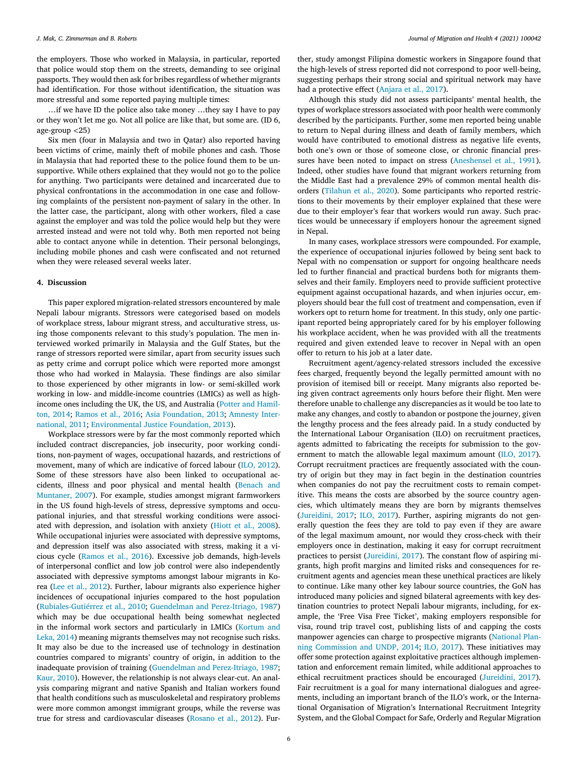the employers. Those who worked in Malaysia, in particular, reported that police would stop them on the streets, demanding to see original passports. They would then ask for bribes regardless of whether migrants had identification. For those without identification, the situation was more stressful and some reported paying multiple times:

…if we have ID the police also take money …they say I have to pay or they won't let me go. Not all police are like that, but some are. (ID 6, age-group <25)

Six men (four in Malaysia and two in Qatar) also reported having been victims of crime, mainly theft of mobile phones and cash. Those in Malaysia that had reported these to the police found them to be unsupportive. While others explained that they would not go to the police for anything. Two participants were detained and incarcerated due to physical confrontations in the accommodation in one case and following complaints of the persistent non-payment of salary in the other. In the latter case, the participant, along with other workers, filed a case against the employer and was told the police would help but they were arrested instead and were not told why. Both men reported not being able to contact anyone while in detention. Their personal belongings, including mobile phones and cash were confiscated and not returned when they were released several weeks later.

## 4. Discussion

This paper explored migration-related stressors encountered by male Nepali labour migrants. Stressors were categorised based on models of workplace stress, labour migrant stress, and acculturative stress, using those components relevant to this study's population. The men interviewed worked primarily in Malaysia and the Gulf States, but the range of stressors reported were similar, apart from security issues such as petty crime and corrupt police which were reported more amongst those who had worked in Malaysia. These findings are also similar to those experienced by other migrants in low- or semi-skilled work working in low- and middle-income countries (LMICs) as well as high-income ones including the UK, the US, and Australia (Potter and Hamilton, 2014; Ramos et al., 2016; Asia Foundation, 2013; Amnesty International, 2011; Environmental Justice Foundation, 2013).

Workplace stressors were by far the most commonly reported which included contract discrepancies, job insecurity, poor working conditions, non-payment of wages, occupational hazards, and restrictions of movement, many of which are indicative of forced labour (ILO, 2012). Some of these stressors have also been linked to occupational accidents, illness and poor physical and mental health (Benach and Muntaner, 2007). For example, studies amongst migrant farmworkers in the US found high-levels of stress, depressive symptoms and occupational injuries, and that stressful working conditions were associated with depression, and isolation with anxiety (Hiott et al., 2008). While occupational injuries were associated with depressive symptoms, and depression itself was also associated with stress, making it a vicious cycle (Ramos et al., 2016). Excessive job demands, high-levels of interpersonal conflict and low job control were also independently associated with depressive symptoms amongst labour migrants in Korea (Lee et al., 2012). Further, labour migrants also experience higher incidences of occupational injuries compared to the host population (Rubiales-Gutiérrez et al., 2010; Guendelman and Perez-Itriago, 1987) which may be due occupational health being somewhat neglected in the informal work sectors and particularly in LMICs (Kortum and Leka, 2014) meaning migrants themselves may not recognise such risks. It may also be due to the increased use of technology in destination countries compared to migrants' country of origin, in addition to the inadequate provision of training (Guendelman and Perez-Itriago, 1987; Kaur, 2010). However, the relationship is not always clear-cut. An analysis comparing migrant and native Spanish and Italian workers found that health conditions such as musculoskeletal and respiratory problems were more common amongst immigrant groups, while the reverse was true for stress and cardiovascular diseases (Rosano et al., 2012). Further, study amongst Filipina domestic workers in Singapore found that the high-levels of stress reported did not correspond to poor well-being, suggesting perhaps their strong social and spiritual network may have had a protective effect (Anjara et al., 2017).

Although this study did not assess participants' mental health, the types of workplace stressors associated with poor health were commonly described by the participants. Further, some men reported being unable to return to Nepal during illness and death of family members, which would have contributed to emotional distress as negative life events, both one's own or those of someone close, or chronic financial pressures have been noted to impact on stress (Aneshensel et al., 1991). Indeed, other studies have found that migrant workers returning from the Middle East had a prevalence 29% of common mental health disorders (Tilahun et al., 2020). Some participants who reported restrictions to their movements by their employer explained that these were due to their employer's fear that workers would run away. Such practices would be unnecessary if employers honour the agreement signed in Nepal.

In many cases, workplace stressors were compounded. For example, the experience of occupational injuries followed by being sent back to Nepal with no compensation or support for ongoing healthcare needs led to further financial and practical burdens both for migrants themselves and their family. Employers need to provide sufficient protective equipment against occupational hazards, and when injuries occur, employers should bear the full cost of treatment and compensation, even if workers opt to return home for treatment. In this study, only one participant reported being appropriately cared for by his employer following his workplace accident, when he was provided with all the treatments required and given extended leave to recover in Nepal with an open offer to return to his job at a later date.

Recruitment agent/agency-related stressors included the excessive fees charged, frequently beyond the legally permitted amount with no provision of itemised bill or receipt. Many migrants also reported being given contract agreements only hours before their flight. Men were therefore unable to challenge any discrepancies as it would be too late to make any changes, and costly to abandon or postpone the journey, given the lengthy process and the fees already paid. In a study conducted by the International Labour Organisation (ILO) on recruitment practices, agents admitted to fabricating the receipts for submission to the government to match the allowable legal maximum amount (ILO, 2017). Corrupt recruitment practices are frequently associated with the country of origin but they may in fact begin in the destination countries when companies do not pay the recruitment costs to remain competitive. This means the costs are absorbed by the source country agencies, which ultimately means they are born by migrants themselves (Jureidini, 2017; ILO, 2017). Further, aspiring migrants do not generally question the fees they are told to pay even if they are aware of the legal maximum amount, nor would they cross-check with their employers once in destination, making it easy for corrupt recruitment practices to persist (Jureidini, 2017). The constant flow of aspiring migrants, high profit margins and limited risks and consequences for recruitment agents and agencies mean these unethical practices are likely to continue. Like many other key labour source countries, the GoN has introduced many policies and signed bilateral agreements with key destination countries to protect Nepali labour migrants, including, for example, the 'Free Visa Free Ticket', making employers responsible for visa, round trip travel cost, publishing lists of and capping the costs manpower agencies can charge to prospective migrants (National Planning Commission and UNDP, 2014; ILO, 2017). These initiatives may offer some protection against exploitative practices although implementation and enforcement remain limited, while additional approaches to ethical recruitment practices should be encouraged (Jureidini, 2017). Fair recruitment is a goal for many international dialogues and agreements, including an important branch of the ILO's work, or the International Organisation of Migration's International Recruitment Integrity System, and the Global Compact for Safe, Orderly and Regular Migration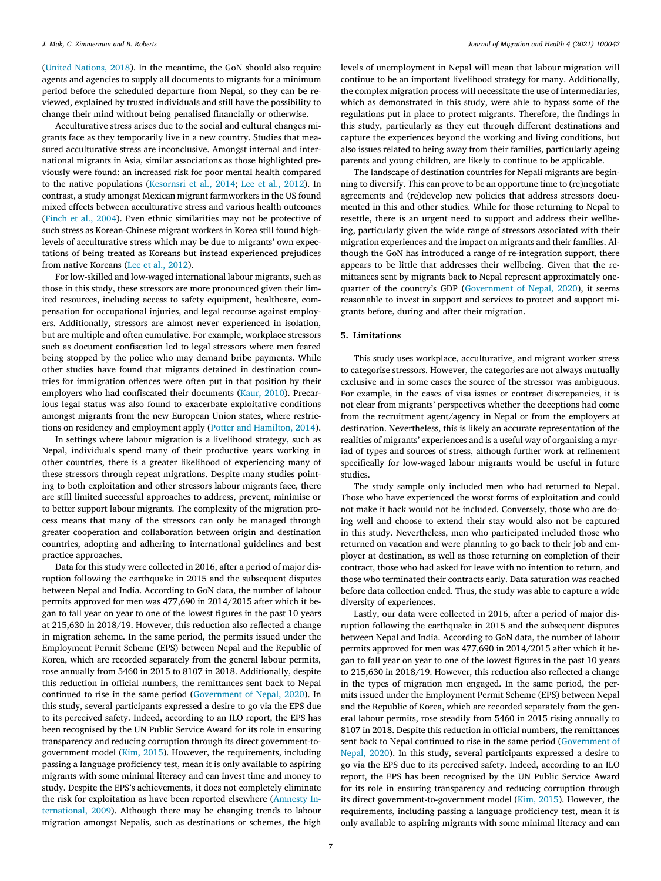(United Nations, 2018). In the meantime, the GoN should also require agents and agencies to supply all documents to migrants for a minimum period before the scheduled departure from Nepal, so they can be reviewed, explained by trusted individuals and still have the possibility to change their mind without being penalised financially or otherwise.

Acculturative stress arises due to the social and cultural changes migrants face as they temporarily live in a new country. Studies that measured acculturative stress are inconclusive. Amongst internal and international migrants in Asia, similar associations as those highlighted previously were found: an increased risk for poor mental health compared to the native populations (Kesornsri et al., 2014; Lee et al., 2012). In contrast, a study amongst Mexican migrant farmworkers in the US found mixed effects between acculturative stress and various health outcomes (Finch et al., 2004). Even ethnic similarities may not be protective of such stress as Korean-Chinese migrant workers in Korea still found high-levels of acculturative stress which may be due to migrants' own expectations of being treated as Koreans but instead experienced prejudices from native Koreans (Lee et al., 2012).

For low-skilled and low-waged international labour migrants, such as those in this study, these stressors are more pronounced given their limited resources, including access to safety equipment, healthcare, compensation for occupational injuries, and legal recourse against employers. Additionally, stressors are almost never experienced in isolation, but are multiple and often cumulative. For example, workplace stressors such as document confiscation led to legal stressors where men feared being stopped by the police who may demand bribe payments. While other studies have found that migrants detained in destination countries for immigration offences were often put in that position by their employers who had confiscated their documents (Kaur, 2010). Precarious legal status was also found to exacerbate exploitative conditions amongst migrants from the new European Union states, where restrictions on residency and employment apply (Potter and Hamilton, 2014).

In settings where labour migration is a livelihood strategy, such as Nepal, individuals spend many of their productive years working in other countries, there is a greater likelihood of experiencing many of these stressors through repeat migrations. Despite many studies pointing to both exploitation and other stressors labour migrants face, there are still limited successful approaches to address, prevent, minimise or to better support labour migrants. The complexity of the migration process means that many of the stressors can only be managed through greater cooperation and collaboration between origin and destination countries, adopting and adhering to international guidelines and best practice approaches.

Data for this study were collected in 2016, after a period of major disruption following the earthquake in 2015 and the subsequent disputes between Nepal and India. According to GoN data, the number of labour permits approved for men was 477,690 in 2014/2015 after which it began to fall year on year to one of the lowest figures in the past 10 years at 215,630 in 2018/19. However, this reduction also reflected a change in migration scheme. In the same period, the permits issued under the Employment Permit Scheme (EPS) between Nepal and the Republic of Korea, which are recorded separately from the general labour permits, rose annually from 5460 in 2015 to 8107 in 2018. Additionally, despite this reduction in official numbers, the remittances sent back to Nepal continued to rise in the same period (Government of Nepal, 2020). In this study, several participants expressed a desire to go via the EPS due to its perceived safety. Indeed, according to an ILO report, the EPS has been recognised by the UN Public Service Award for its role in ensuring transparency and reducing corruption through its direct government-to-government model (Kim, 2015). However, the requirements, including passing a language proficiency test, mean it is only available to aspiring migrants with some minimal literacy and can invest time and money to study. Despite the EPS's achievements, it does not completely eliminate the risk for exploitation as have been reported elsewhere (Amnesty International, 2009). Although there may be changing trends to labour migration amongst Nepalis, such as destinations or schemes, the high levels of unemployment in Nepal will mean that labour migration will continue to be an important livelihood strategy for many. Additionally, the complex migration process will necessitate the use of intermediaries, which as demonstrated in this study, were able to bypass some of the regulations put in place to protect migrants. Therefore, the findings in this study, particularly as they cut through different destinations and capture the experiences beyond the working and living conditions, but also issues related to being away from their families, particularly ageing parents and young children, are likely to continue to be applicable.

The landscape of destination countries for Nepali migrants are beginning to diversify. This can prove to be an opportune time to (re)negotiate agreements and (re)develop new policies that address stressors documented in this and other studies. While for those returning to Nepal to resettle, there is an urgent need to support and address their wellbeing, particularly given the wide range of stressors associated with their migration experiences and the impact on migrants and their families. Although the GoN has introduced a range of re-integration support, there appears to be little that addresses their wellbeing. Given that the remittances sent by migrants back to Nepal represent approximately one-quarter of the country's GDP (Government of Nepal, 2020), it seems reasonable to invest in support and services to protect and support migrants before, during and after their migration.

## 5. Limitations

This study uses workplace, acculturative, and migrant worker stress to categorise stressors. However, the categories are not always mutually exclusive and in some cases the source of the stressor was ambiguous. For example, in the cases of visa issues or contract discrepancies, it is not clear from migrants' perspectives whether the deceptions had come from the recruitment agent/agency in Nepal or from the employers at destination. Nevertheless, this is likely an accurate representation of the realities of migrants' experiences and is a useful way of organising a myriad of types and sources of stress, although further work at refinement specifically for low-waged labour migrants would be useful in future studies.

The study sample only included men who had returned to Nepal. Those who have experienced the worst forms of exploitation and could not make it back would not be included. Conversely, those who are doing well and choose to extend their stay would also not be captured in this study. Nevertheless, men who participated included those who returned on vacation and were planning to go back to their job and employer at destination, as well as those returning on completion of their contract, those who had asked for leave with no intention to return, and those who terminated their contracts early. Data saturation was reached before data collection ended. Thus, the study was able to capture a wide diversity of experiences.

Lastly, our data were collected in 2016, after a period of major disruption following the earthquake in 2015 and the subsequent disputes between Nepal and India. According to GoN data, the number of labour permits approved for men was 477,690 in 2014/2015 after which it began to fall year on year to one of the lowest figures in the past 10 years to 215,630 in 2018/19. However, this reduction also reflected a change in the types of migration men engaged. In the same period, the permits issued under the Employment Permit Scheme (EPS) between Nepal and the Republic of Korea, which are recorded separately from the general labour permits, rose steadily from 5460 in 2015 rising annually to 8107 in 2018. Despite this reduction in official numbers, the remittances sent back to Nepal continued to rise in the same period (Government of Nepal, 2020). In this study, several participants expressed a desire to go via the EPS due to its perceived safety. Indeed, according to an ILO report, the EPS has been recognised by the UN Public Service Award for its role in ensuring transparency and reducing corruption through its direct government-to-government model (Kim, 2015). However, the requirements, including passing a language proficiency test, mean it is only available to aspiring migrants with some minimal literacy and can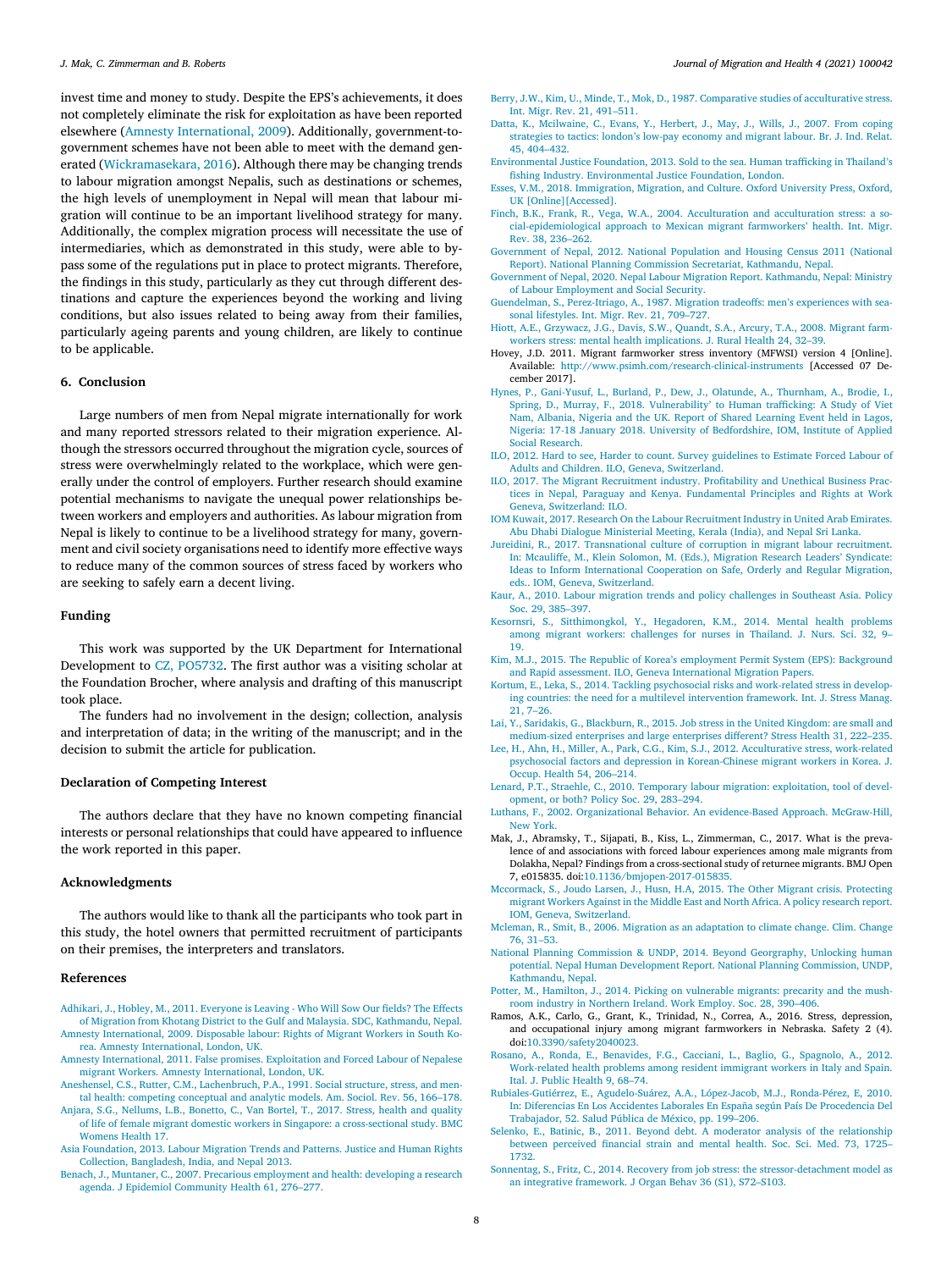invest time and money to study. Despite the EPS's achievements, it does not completely eliminate the risk for exploitation as have been reported elsewhere (Amnesty International, 2009). Additionally, government-to-government schemes have not been able to meet with the demand generated (Wickramasekara, 2016). Although there may be changing trends to labour migration amongst Nepalis, such as destinations or schemes, the high levels of unemployment in Nepal will mean that labour migration will continue to be an important livelihood strategy for many. Additionally, the complex migration process will necessitate the use of intermediaries, which as demonstrated in this study, were able to bypass some of the regulations put in place to protect migrants. Therefore, the findings in this study, particularly as they cut through different destinations and capture the experiences beyond the working and living conditions, but also issues related to being away from their families, particularly ageing parents and young children, are likely to continue to be applicable.

## 6. Conclusion

Large numbers of men from Nepal migrate internationally for work and many reported stressors related to their migration experience. Although the stressors occurred throughout the migration cycle, sources of stress were overwhelmingly related to the workplace, which were generally under the control of employers. Further research should examine potential mechanisms to navigate the unequal power relationships between workers and employers and authorities. As labour migration from Nepal is likely to continue to be a livelihood strategy for many, government and civil society organisations need to identify more effective ways to reduce many of the common sources of stress faced by workers who are seeking to safely earn a decent living.

## Funding

This work was supported by the UK Department for International Development to CZ, PO5732. The first author was a visiting scholar at the Foundation Brocher, where analysis and drafting of this manuscript took place.

The funders had no involvement in the design; collection, analysis and interpretation of data; in the writing of the manuscript; and in the decision to submit the article for publication.

## Declaration of Competing Interest

The authors declare that they have no known competing financial interests or personal relationships that could have appeared to influence the work reported in this paper.

## Acknowledgments

The authors would like to thank all the participants who took part in this study, the hotel owners that permitted recruitment of participants on their premises, the interpreters and translators.

## References

- Adhikari, J., Hobley, M., 2011. Everyone is Leaving - Who Will Sow Our fields? The Effects of Migration from Khotang District to the Gulf and Malaysia. SDC, Kathmandu, Nepal.
- Amnesty International, 2009. Disposable labour: Rights of Migrant Workers in South Korea. Amnesty International, London, UK.
- Amnesty International, 2011. False promises. Exploitation and Forced Labour of Nepalese migrant Workers. Amnesty International, London, UK.
- Aneshensel, C.S., Rutter, C.M., Lachenbruch, P.A., 1991. Social structure, stress, and mental health: competing conceptual and analytic models. Am. Sociol. Rev. 56, 166–178.
- Anjara, S.G., Nellums, L.B., Bonetto, C., Van Bortel, T., 2017. Stress, health and quality of life of female migrant domestic workers in Singapore: a cross-sectional study. BMC Womens Health 17.
- Asia Foundation, 2013. Labour Migration Trends and Patterns. Justice and Human Rights Collection, Bangladesh, India, and Nepal 2013.
- Benach, J., Muntaner, C., 2007. Precarious employment and health: developing a research agenda. J Epidemiol Community Health 61, 276–277.
- Berry, J.W., Kim, U., Minde, T., Mok, D., 1987. Comparative studies of acculturative stress. Int. Migr. Rev. 21, 491–511.
- Datta, K., Mcilwaine, C., Evans, Y., Herbert, J., May, J., Wills, J., 2007. From coping strategies to tactics: london's low-pay economy and migrant labour. Br. J. Ind. Relat. 45, 404–432.
- Environmental Justice Foundation, 2013. Sold to the sea. Human trafficking in Thailand's fishing Industry. Environmental Justice Foundation, London.
- Esses, V.M., 2018. Immigration, Migration, and Culture. Oxford University Press, Oxford, UK [Online][Accessed].
- Finch, B.K., Frank, R., Vega, W.A., 2004. Acculturation and acculturation stress: a social-epidemiological approach to Mexican migrant farmworkers' health. Int. Migr. Rev. 38, 236–262.
- Government of Nepal, 2012. National Population and Housing Census 2011 (National Report). National Planning Commission Secretariat, Kathmandu, Nepal.
- Government of Nepal, 2020. Nepal Labour Migration Report. Kathmandu, Nepal: Ministry of Labour Employment and Social Security.
- Guendelman, S., Perez-Itriago, A., 1987. Migration tradeoffs: men's experiences with seasonal lifestyles. Int. Migr. Rev. 21, 709–727.
- Hiott, A.E., Grzywacz, J.G., Davis, S.W., Quandt, S.A., Arcury, T.A., 2008. Migrant farmworkers stress: mental health implications. J. Rural Health 24, 32–39.
- Hovey, J.D. 2011. Migrant farmworker stress inventory (MFWSI) version 4 [Online]. Available: http://www.psimh.com/research-clinical-instruments [Accessed 07 December 2017].
- Hynes, P., Gani-Yusuf, L., Burland, P., Dew, J., Olatunde, A., Thurnham, A., Brodie, I., Spring, D., Murray, F., 2018. Vulnerability' to Human trafficking: A Study of Viet Nam, Albania, Nigeria and the UK. Report of Shared Learning Event held in Lagos, Nigeria: 17-18 January 2018. University of Bedfordshire, IOM, Institute of Applied Social Research.
- ILO, 2012. Hard to see, Harder to count. Survey guidelines to Estimate Forced Labour of Adults and Children. ILO, Geneva, Switzerland.
- ILO, 2017. The Migrant Recruitment industry. Profitability and Unethical Business Practices in Nepal, Paraguay and Kenya. Fundamental Principles and Rights at Work Geneva, Switzerland: ILO.
- IOM Kuwait, 2017. Research On the Labour Recruitment Industry in United Arab Emirates. Abu Dhabi Dialogue Ministerial Meeting, Kerala (India), and Nepal Sri Lanka.
- Jureidini, R., 2017. Transnational culture of corruption in migrant labour recruitment. In: Mcauliffe, M., Klein Solomon, M. (Eds.), Migration Research Leaders' Syndicate: Ideas to Inform International Cooperation on Safe, Orderly and Regular Migration, eds.. IOM, Geneva, Switzerland.
- Kaur, A., 2010. Labour migration trends and policy challenges in Southeast Asia. Policy Soc. 29, 385–397.
- Kesornsri, S., Sitthimongkol, Y., Hegadoren, K.M., 2014. Mental health problems among migrant workers: challenges for nurses in Thailand. J. Nurs. Sci. 32, 9–19.
- Kim, M.J., 2015. The Republic of Korea's employment Permit System (EPS): Background and Rapid assessment. ILO, Geneva International Migration Papers.
- Kortum, E., Leka, S., 2014. Tackling psychosocial risks and work-related stress in developing countries: the need for a multilevel intervention framework. Int. J. Stress Manag. 21, 7–26.
- Lai, Y., Saridakis, G., Blackburn, R., 2015. Job stress in the United Kingdom: are small and medium-sized enterprises and large enterprises different? Stress Health 31, 222–235.
- Lee, H., Ahn, H., Miller, A., Park, C.G., Kim, S.J., 2012. Acculturative stress, work-related psychosocial factors and depression in Korean-Chinese migrant workers in Korea. J. Occup. Health 54, 206–214.
- Lenard, P.T., Straehle, C., 2010. Temporary labour migration: exploitation, tool of development, or both? Policy Soc. 29, 283–294.
- Luthans, F., 2002. Organizational Behavior. An evidence-Based Approach. McGraw-Hill, New York.
- Mak, J., Abramsky, T., Sijapati, B., Kiss, L., Zimmerman, C., 2017. What is the prevalence of and associations with forced labour experiences among male migrants from Dolakha, Nepal? Findings from a cross-sectional study of returnee migrants. BMJ Open 7, e015835. doi:10.1136/bmjopen-2017-015835.
- Mccormack, S., Joudo Larsen, J., Husn, H.A, 2015. The Other Migrant crisis. Protecting migrant Workers Against in the Middle East and North Africa. A policy research report. IOM, Geneva, Switzerland.
- Mcleman, R., Smit, B., 2006. Migration as an adaptation to climate change. Clim. Change 76, 31–53.
- National Planning Commission & UNDP, 2014. Beyond Georgraphy, Unlocking human potential. Nepal Human Development Report. National Planning Commission, UNDP, Kathmandu, Nepal.
- Potter, M., Hamilton, J., 2014. Picking on vulnerable migrants: precarity and the mushroom industry in Northern Ireland. Work Employ. Soc. 28, 390–406.
- Ramos, A.K., Carlo, G., Grant, K., Trinidad, N., Correa, A., 2016. Stress, depression, and occupational injury among migrant farmworkers in Nebraska. Safety 2 (4). doi:10.3390/safety2040023.
- Rosano, A., Ronda, E., Benavides, F.G., Cacciani, L., Baglio, G., Spagnolo, A., 2012. Work-related health problems among resident immigrant workers in Italy and Spain. Ital. J. Public Health 9, 68–74.
- Rubiales-Gutiérrez, E., Agudelo-Suárez, A.A., López-Jacob, M.J., Ronda-Pérez, E, 2010. In: Diferencias En Los Accidentes Laborales En España según País De Procedencia Del Trabajador, 52. Salud Pública de México, pp. 199–206.
- Selenko, E., Batinic, B., 2011. Beyond debt. A moderator analysis of the relationship between perceived financial strain and mental health. Soc. Sci. Med. 73, 1725–1732.
- Sonnentag, S., Fritz, C., 2014. Recovery from job stress: the stressor-detachment model as an integrative framework. J Organ Behav 36 (S1), S72–S103.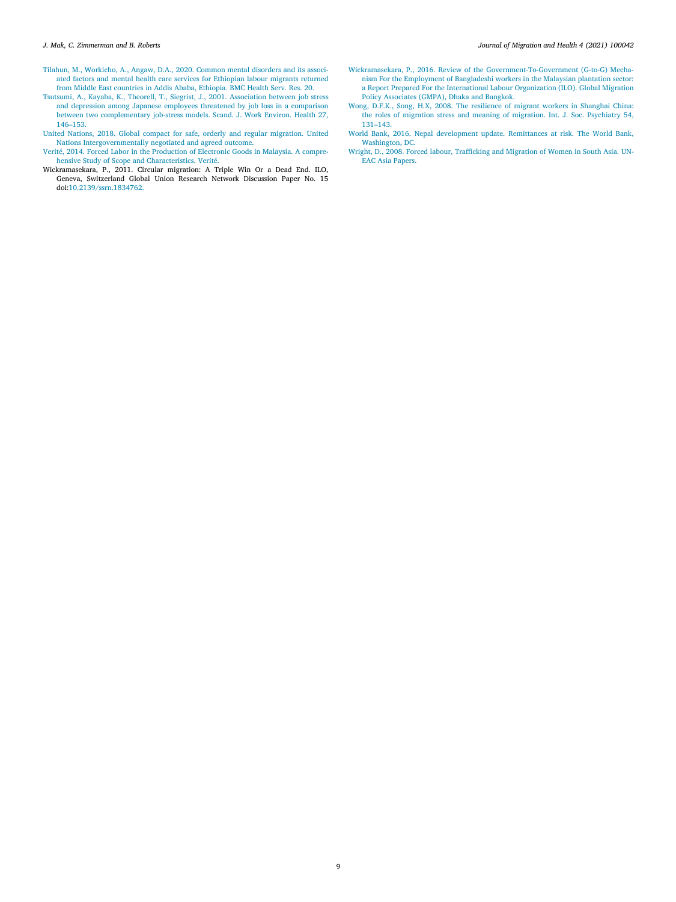Tilahun, M., Workicho, A., Angaw, D.A., 2020. Common mental disorders and its associated factors and mental health care services for Ethiopian labour migrants returned from Middle East countries in Addis Ababa, Ethiopia. BMC Health Serv. Res. 20.

Tsutsumi, A., Kayaba, K., Theorell, T., Siegrist, J., 2001. Association between job stress and depression among Japanese employees threatened by job loss in a comparison between two complementary job-stress models. Scand. J. Work Environ. Health 27, 146–153.

United Nations, 2018. Global compact for safe, orderly and regular migration. United Nations Intergovernmentally negotiated and agreed outcome.

Verité, 2014. Forced Labor in the Production of Electronic Goods in Malaysia. A comprehensive Study of Scope and Characteristics. Verité.

Wickramasekara, P., 2011. Circular migration: A Triple Win Or a Dead End. ILO, Geneva, Switzerland Global Union Research Network Discussion Paper No. 15 doi:10.2139/ssrn.1834762.

Wickramasekara, P., 2016. Review of the Government-To-Government (G-to-G) Mechanism For the Employment of Bangladeshi workers in the Malaysian plantation sector: a Report Prepared For the International Labour Organization (ILO). Global Migration Policy Associates (GMPA), Dhaka and Bangkok.

Wong, D.F.K., Song, H.X, 2008. The resilience of migrant workers in Shanghai China: the roles of migration stress and meaning of migration. Int. J. Soc. Psychiatry 54, 131–143.

World Bank, 2016. Nepal development update. Remittances at risk. The World Bank, Washington, DC.

Wright, D., 2008. Forced labour, Trafficking and Migration of Women in South Asia. UN-EAC Asia Papers.